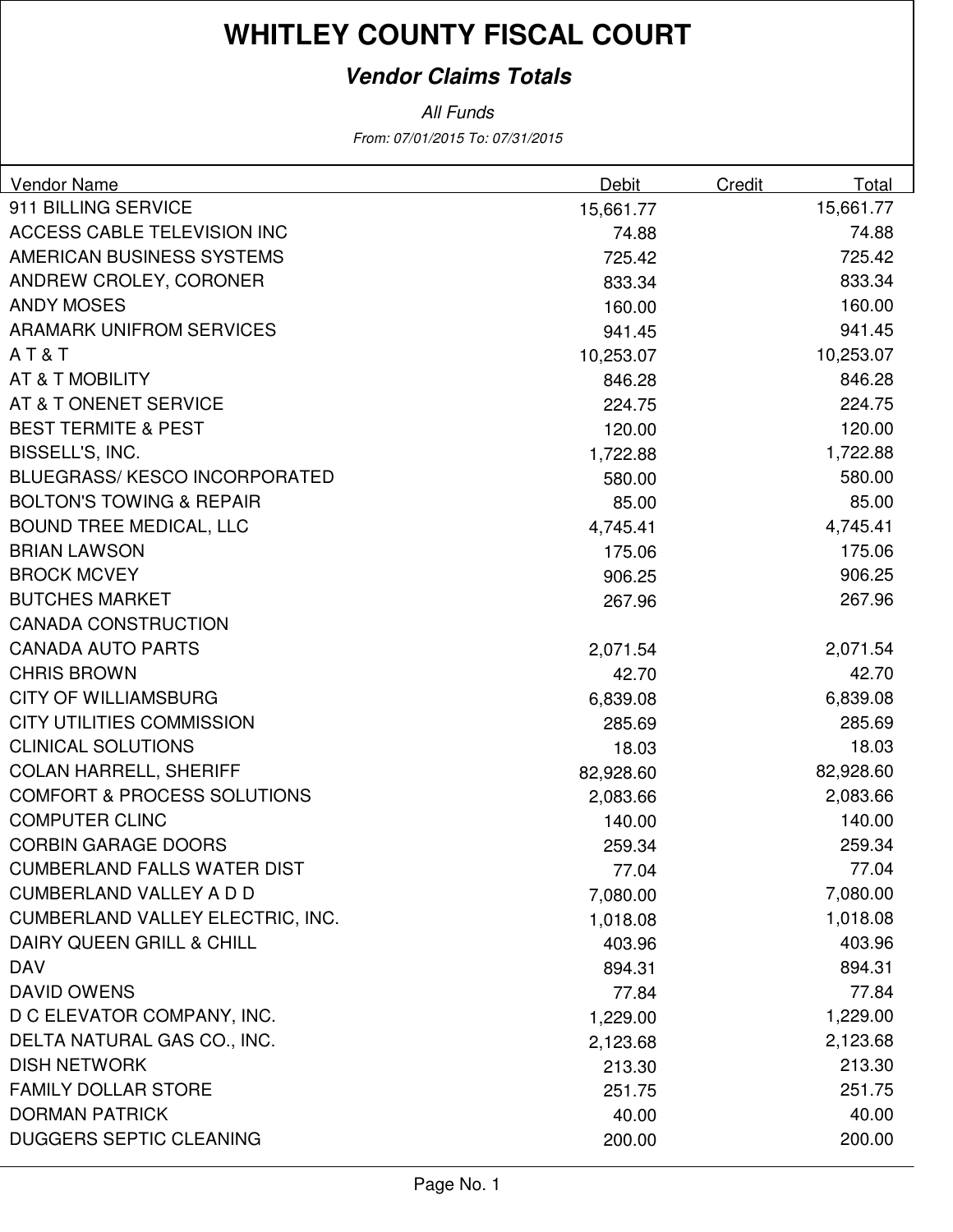# WHITLEY COUNTY FISCAL COURT

## *Vendor Claims Totals*

*All Funds*

*From: 07/01/2015 To: 07/31/2015*

| Vendor Name | Debit | Credit | Total |
|---|---|---|---|
| 911 BILLING SERVICE | 15,661.77 | | 15,661.77 |
| ACCESS CABLE TELEVISION INC | 74.88 | | 74.88 |
| AMERICAN BUSINESS SYSTEMS | 725.42 | | 725.42 |
| ANDREW CROLEY, CORONER | 833.34 | | 833.34 |
| ANDY MOSES | 160.00 | | 160.00 |
| ARAMARK UNIFROM SERVICES | 941.45 | | 941.45 |
| A T & T | 10,253.07 | | 10,253.07 |
| AT & T MOBILITY | 846.28 | | 846.28 |
| AT & T ONENET SERVICE | 224.75 | | 224.75 |
| BEST TERMITE & PEST | 120.00 | | 120.00 |
| BISSELL'S, INC. | 1,722.88 | | 1,722.88 |
| BLUEGRASS/ KESCO INCORPORATED | 580.00 | | 580.00 |
| BOLTON'S TOWING & REPAIR | 85.00 | | 85.00 |
| BOUND TREE MEDICAL, LLC | 4,745.41 | | 4,745.41 |
| BRIAN LAWSON | 175.06 | | 175.06 |
| BROCK MCVEY | 906.25 | | 906.25 |
| BUTCHES MARKET | 267.96 | | 267.96 |
| CANADA CONSTRUCTION | | | |
| CANADA AUTO PARTS | 2,071.54 | | 2,071.54 |
| CHRIS BROWN | 42.70 | | 42.70 |
| CITY OF WILLIAMSBURG | 6,839.08 | | 6,839.08 |
| CITY UTILITIES COMMISSION | 285.69 | | 285.69 |
| CLINICAL SOLUTIONS | 18.03 | | 18.03 |
| COLAN HARRELL, SHERIFF | 82,928.60 | | 82,928.60 |
| COMFORT & PROCESS SOLUTIONS | 2,083.66 | | 2,083.66 |
| COMPUTER CLINC | 140.00 | | 140.00 |
| CORBIN GARAGE DOORS | 259.34 | | 259.34 |
| CUMBERLAND FALLS WATER DIST | 77.04 | | 77.04 |
| CUMBERLAND VALLEY A D D | 7,080.00 | | 7,080.00 |
| CUMBERLAND VALLEY ELECTRIC, INC. | 1,018.08 | | 1,018.08 |
| DAIRY QUEEN GRILL & CHILL | 403.96 | | 403.96 |
| DAV | 894.31 | | 894.31 |
| DAVID OWENS | 77.84 | | 77.84 |
| D C ELEVATOR COMPANY, INC. | 1,229.00 | | 1,229.00 |
| DELTA NATURAL GAS CO., INC. | 2,123.68 | | 2,123.68 |
| DISH NETWORK | 213.30 | | 213.30 |
| FAMILY DOLLAR STORE | 251.75 | | 251.75 |
| DORMAN PATRICK | 40.00 | | 40.00 |
| DUGGERS SEPTIC CLEANING | 200.00 | | 200.00 |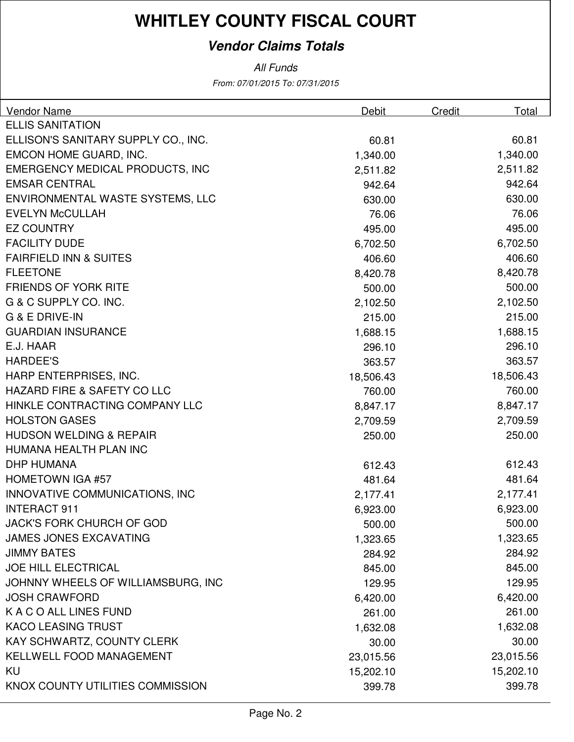# WHITLEY COUNTY FISCAL COURT

## *Vendor Claims Totals*

*All Funds*

*From: 07/01/2015 To: 07/31/2015*

| Vendor Name | Debit | Credit | Total |
|---|---|---|---|
| ELLIS SANITATION | | | |
| ELLISON'S SANITARY SUPPLY CO., INC. | 60.81 | | 60.81 |
| EMCON HOME GUARD, INC. | 1,340.00 | | 1,340.00 |
| EMERGENCY MEDICAL PRODUCTS, INC | 2,511.82 | | 2,511.82 |
| EMSAR CENTRAL | 942.64 | | 942.64 |
| ENVIRONMENTAL WASTE SYSTEMS, LLC | 630.00 | | 630.00 |
| EVELYN McCULLAH | 76.06 | | 76.06 |
| EZ COUNTRY | 495.00 | | 495.00 |
| FACILITY DUDE | 6,702.50 | | 6,702.50 |
| FAIRFIELD INN & SUITES | 406.60 | | 406.60 |
| FLEETONE | 8,420.78 | | 8,420.78 |
| FRIENDS OF YORK RITE | 500.00 | | 500.00 |
| G & C SUPPLY CO. INC. | 2,102.50 | | 2,102.50 |
| G & E DRIVE-IN | 215.00 | | 215.00 |
| GUARDIAN INSURANCE | 1,688.15 | | 1,688.15 |
| E.J. HAAR | 296.10 | | 296.10 |
| HARDEE'S | 363.57 | | 363.57 |
| HARP ENTERPRISES, INC. | 18,506.43 | | 18,506.43 |
| HAZARD FIRE & SAFETY CO LLC | 760.00 | | 760.00 |
| HINKLE CONTRACTING COMPANY LLC | 8,847.17 | | 8,847.17 |
| HOLSTON GASES | 2,709.59 | | 2,709.59 |
| HUDSON WELDING & REPAIR | 250.00 | | 250.00 |
| HUMANA HEALTH PLAN INC | | | |
| DHP HUMANA | 612.43 | | 612.43 |
| HOMETOWN IGA #57 | 481.64 | | 481.64 |
| INNOVATIVE COMMUNICATIONS, INC | 2,177.41 | | 2,177.41 |
| INTERACT 911 | 6,923.00 | | 6,923.00 |
| JACK'S FORK CHURCH OF GOD | 500.00 | | 500.00 |
| JAMES JONES EXCAVATING | 1,323.65 | | 1,323.65 |
| JIMMY BATES | 284.92 | | 284.92 |
| JOE HILL ELECTRICAL | 845.00 | | 845.00 |
| JOHNNY WHEELS OF WILLIAMSBURG, INC | 129.95 | | 129.95 |
| JOSH CRAWFORD | 6,420.00 | | 6,420.00 |
| K A C O ALL LINES FUND | 261.00 | | 261.00 |
| KACO LEASING TRUST | 1,632.08 | | 1,632.08 |
| KAY SCHWARTZ, COUNTY CLERK | 30.00 | | 30.00 |
| KELLWELL FOOD MANAGEMENT | 23,015.56 | | 23,015.56 |
| KU | 15,202.10 | | 15,202.10 |
| KNOX COUNTY UTILITIES COMMISSION | 399.78 | | 399.78 |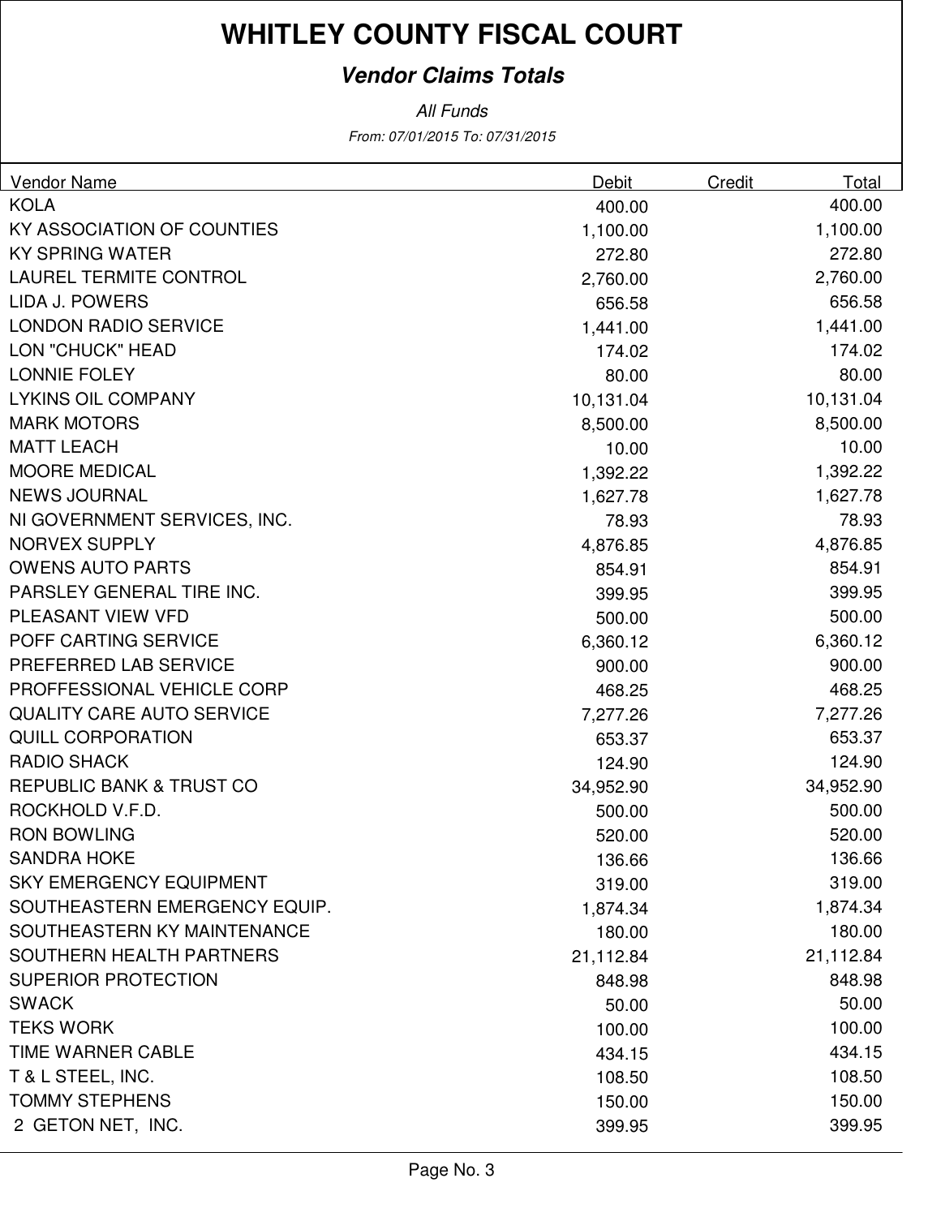# WHITLEY COUNTY FISCAL COURT

## *Vendor Claims Totals*

*All Funds*

*From: 07/01/2015 To: 07/31/2015*

| Vendor Name | Debit | Credit | Total |
|---|---|---|---|
| KOLA | 400.00 | | 400.00 |
| KY ASSOCIATION OF COUNTIES | 1,100.00 | | 1,100.00 |
| KY SPRING WATER | 272.80 | | 272.80 |
| LAUREL TERMITE CONTROL | 2,760.00 | | 2,760.00 |
| LIDA J. POWERS | 656.58 | | 656.58 |
| LONDON RADIO SERVICE | 1,441.00 | | 1,441.00 |
| LON "CHUCK" HEAD | 174.02 | | 174.02 |
| LONNIE FOLEY | 80.00 | | 80.00 |
| LYKINS OIL COMPANY | 10,131.04 | | 10,131.04 |
| MARK MOTORS | 8,500.00 | | 8,500.00 |
| MATT LEACH | 10.00 | | 10.00 |
| MOORE MEDICAL | 1,392.22 | | 1,392.22 |
| NEWS JOURNAL | 1,627.78 | | 1,627.78 |
| NI GOVERNMENT SERVICES, INC. | 78.93 | | 78.93 |
| NORVEX SUPPLY | 4,876.85 | | 4,876.85 |
| OWENS AUTO PARTS | 854.91 | | 854.91 |
| PARSLEY GENERAL TIRE INC. | 399.95 | | 399.95 |
| PLEASANT VIEW VFD | 500.00 | | 500.00 |
| POFF CARTING SERVICE | 6,360.12 | | 6,360.12 |
| PREFERRED LAB SERVICE | 900.00 | | 900.00 |
| PROFFESSIONAL VEHICLE CORP | 468.25 | | 468.25 |
| QUALITY CARE AUTO SERVICE | 7,277.26 | | 7,277.26 |
| QUILL CORPORATION | 653.37 | | 653.37 |
| RADIO SHACK | 124.90 | | 124.90 |
| REPUBLIC BANK & TRUST CO | 34,952.90 | | 34,952.90 |
| ROCKHOLD V.F.D. | 500.00 | | 500.00 |
| RON BOWLING | 520.00 | | 520.00 |
| SANDRA HOKE | 136.66 | | 136.66 |
| SKY EMERGENCY EQUIPMENT | 319.00 | | 319.00 |
| SOUTHEASTERN EMERGENCY EQUIP. | 1,874.34 | | 1,874.34 |
| SOUTHEASTERN KY MAINTENANCE | 180.00 | | 180.00 |
| SOUTHERN HEALTH PARTNERS | 21,112.84 | | 21,112.84 |
| SUPERIOR PROTECTION | 848.98 | | 848.98 |
| SWACK | 50.00 | | 50.00 |
| TEKS WORK | 100.00 | | 100.00 |
| TIME WARNER CABLE | 434.15 | | 434.15 |
| T & L STEEL, INC. | 108.50 | | 108.50 |
| TOMMY STEPHENS | 150.00 | | 150.00 |
| 2 GETON NET, INC. | 399.95 | | 399.95 |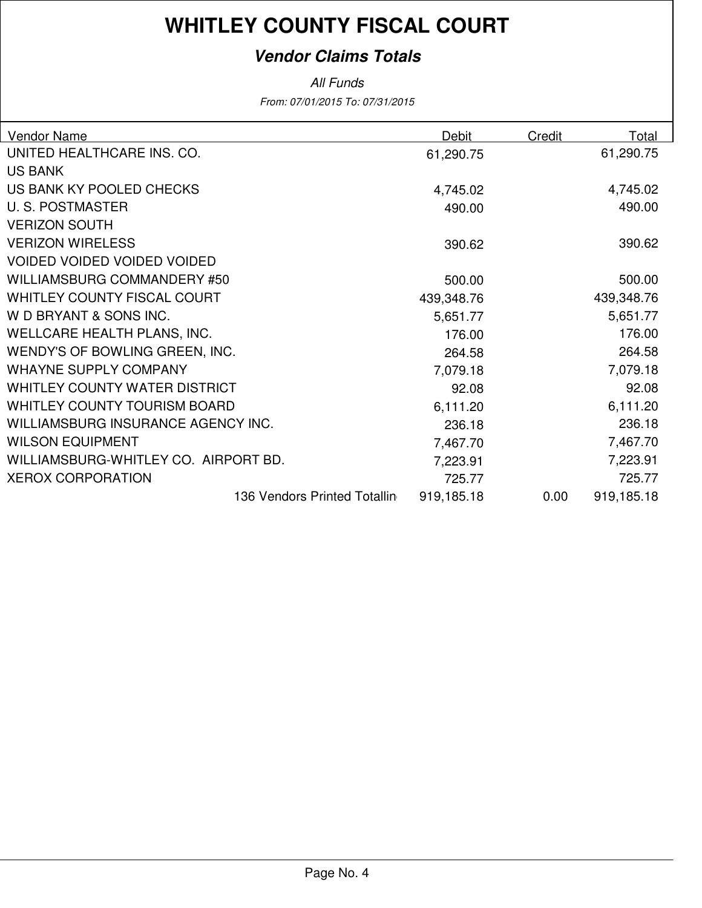# WHITLEY COUNTY FISCAL COURT

## *Vendor Claims Totals*

*All Funds*

*From: 07/01/2015 To: 07/31/2015*

| Vendor Name | Debit | Credit | Total |
|---|---|---|---|
| UNITED HEALTHCARE INS. CO. | 61,290.75 | | 61,290.75 |
| US BANK | | | |
| US BANK KY POOLED CHECKS | 4,745.02 | | 4,745.02 |
| U. S. POSTMASTER | 490.00 | | 490.00 |
| VERIZON SOUTH | | | |
| VERIZON WIRELESS | 390.62 | | 390.62 |
| VOIDED VOIDED VOIDED VOIDED | | | |
| WILLIAMSBURG COMMANDERY #50 | 500.00 | | 500.00 |
| WHITLEY COUNTY FISCAL COURT | 439,348.76 | | 439,348.76 |
| W D BRYANT & SONS INC. | 5,651.77 | | 5,651.77 |
| WELLCARE HEALTH PLANS, INC. | 176.00 | | 176.00 |
| WENDY'S OF BOWLING GREEN, INC. | 264.58 | | 264.58 |
| WHAYNE SUPPLY COMPANY | 7,079.18 | | 7,079.18 |
| WHITLEY COUNTY WATER DISTRICT | 92.08 | | 92.08 |
| WHITLEY COUNTY TOURISM BOARD | 6,111.20 | | 6,111.20 |
| WILLIAMSBURG INSURANCE AGENCY INC. | 236.18 | | 236.18 |
| WILSON EQUIPMENT | 7,467.70 | | 7,467.70 |
| WILLIAMSBURG-WHITLEY CO. AIRPORT BD. | 7,223.91 | | 7,223.91 |
| XEROX CORPORATION | 725.77 | | 725.77 |
| 136 Vendors Printed Totallin | 919,185.18 | 0.00 | 919,185.18 |